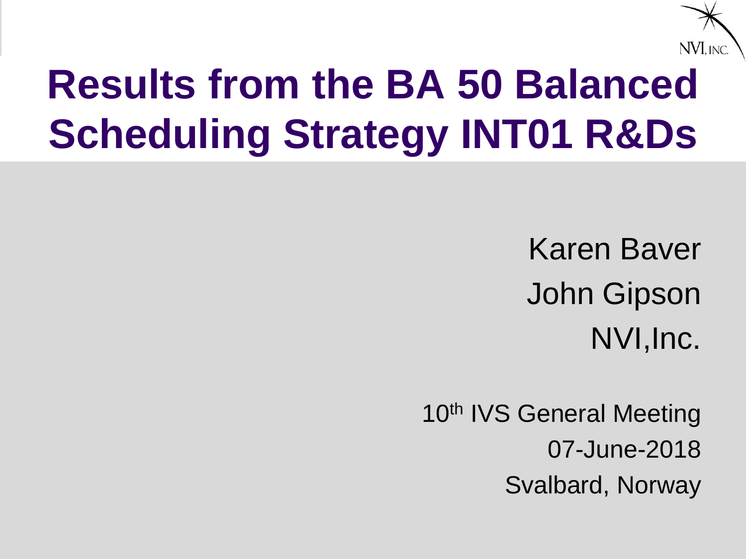# Results from the BA 50 Balanced Scheduling Strategy INT01 R&Ds

Karen Baver

John Gipson

NVI,Inc.

10th IVS General Meeting

07-June-2018

Svalbard, Norway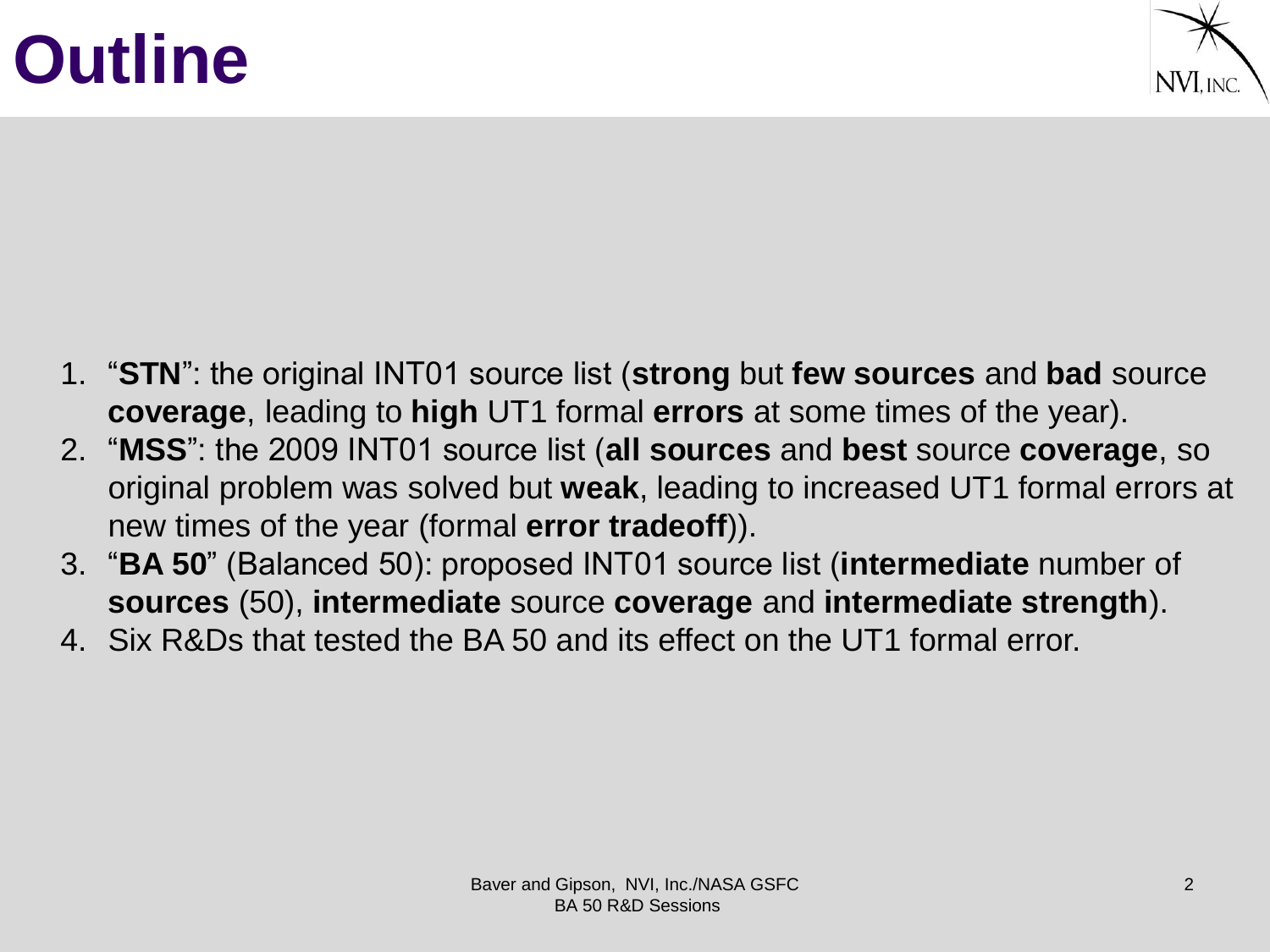# Outline

1. “**STN**”: the original INT01 source list (**strong** but **few sources** and **bad** source **coverage**, leading to **high** UT1 formal **errors** at some times of the year).
2. “**MSS**”: the 2009 INT01 source list (**all sources** and **best** source **coverage**, so original problem was solved but **weak**, leading to increased UT1 formal errors at new times of the year (formal **error tradeoff**)).
3. “**BA 50**” (Balanced 50): proposed INT01 source list (**intermediate** number of **sources** (50), **intermediate** source **coverage** and **intermediate strength**).
4. Six R&Ds that tested the BA 50 and its effect on the UT1 formal error.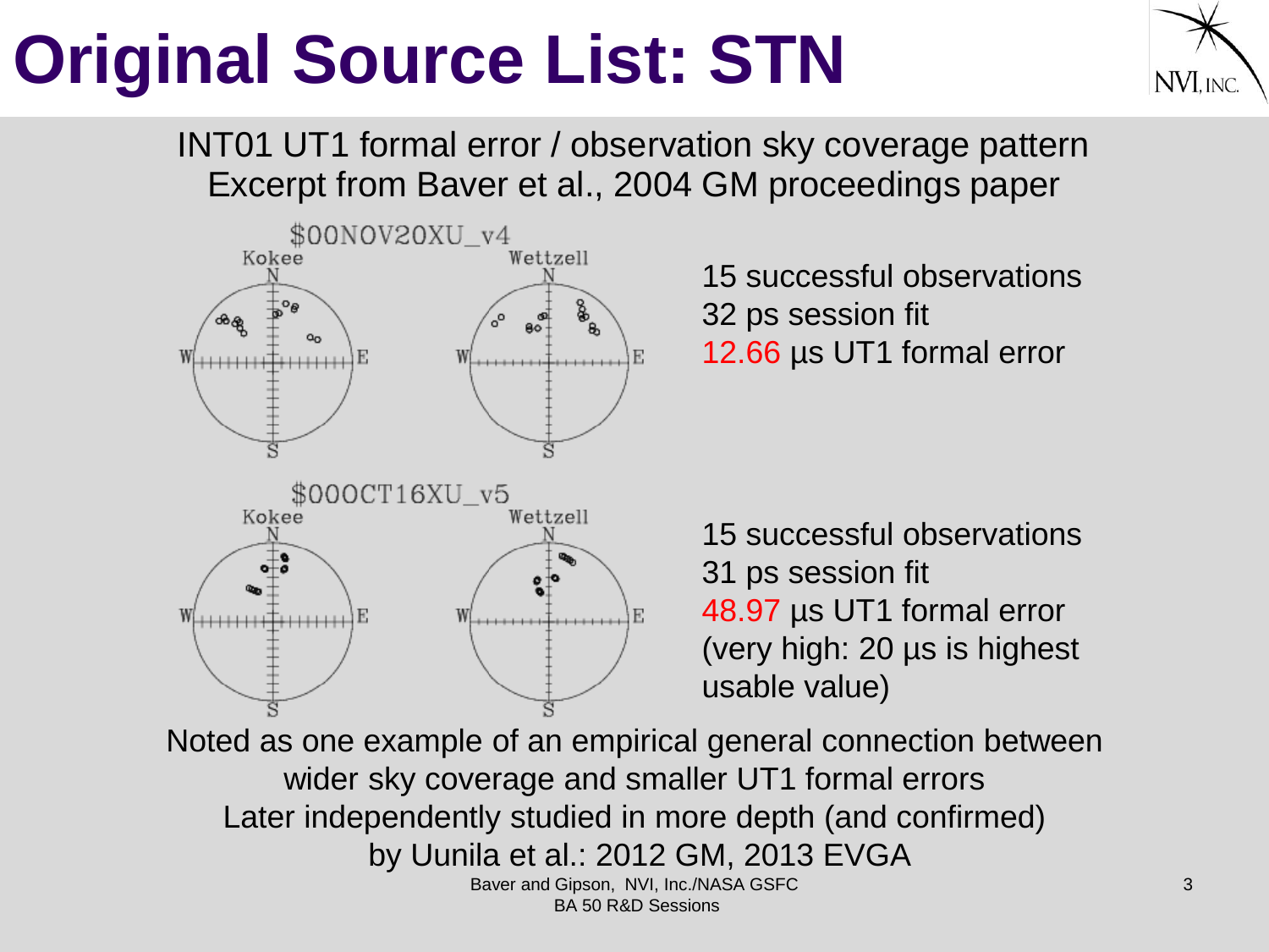# Original Source List: STN

INT01 UT1 formal error / observation sky coverage pattern
Excerpt from Baver et al., 2004 GM proceedings paper

$00NOV20XU_v4

Kokee | Wettzell

15 successful observations
32 ps session fit
12.66 µs UT1 formal error

$00OCT16XU_v5

Kokee | Wettzell

15 successful observations
31 ps session fit
48.97 µs UT1 formal error
(very high: 20 µs is highest usable value)

Noted as one example of an empirical general connection between wider sky coverage and smaller UT1 formal errors
Later independently studied in more depth (and confirmed) by Uunila et al.: 2012 GM, 2013 EVGA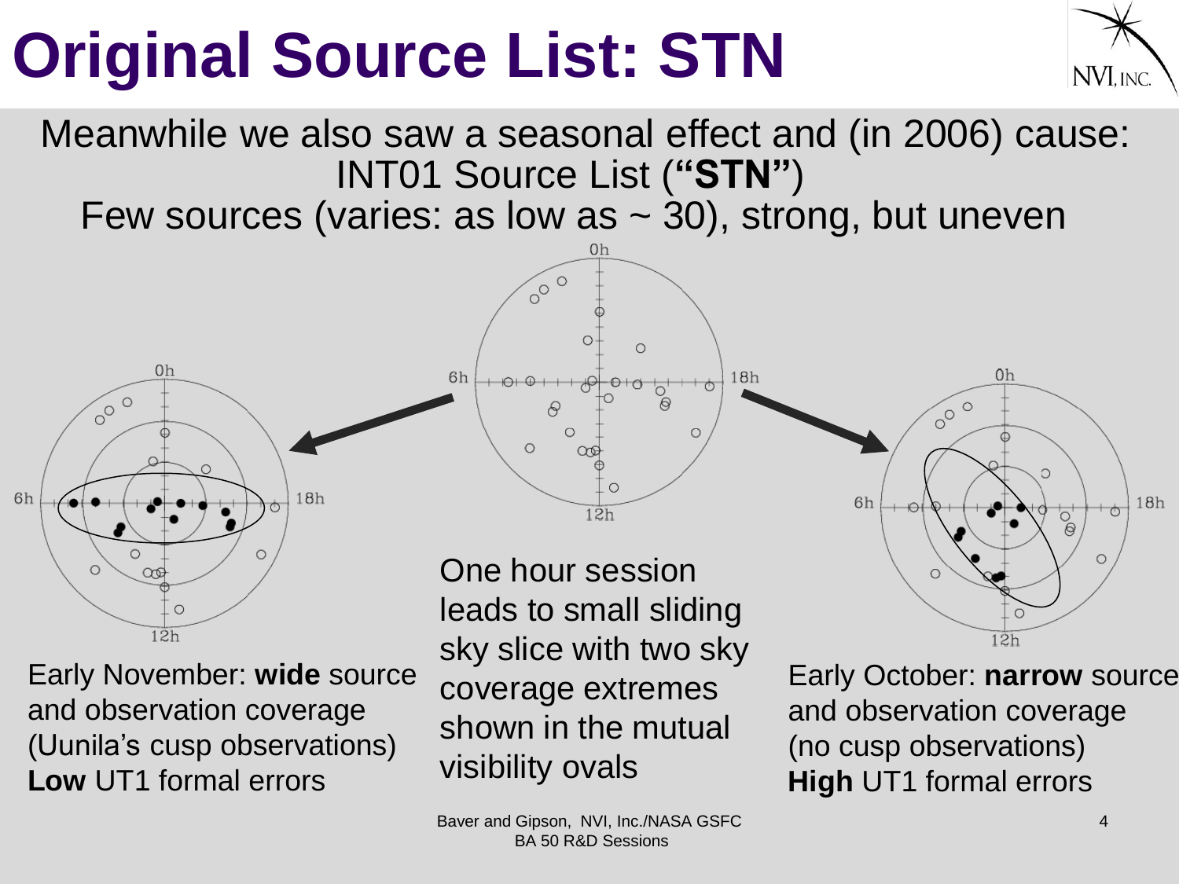# Original Source List: STN

Meanwhile we also saw a seasonal effect and (in 2006) cause:
INT01 Source List (**"STN"**)
Few sources (varies: as low as ~ 30), strong, but uneven

Early November: **wide** source and observation coverage (Uunila's cusp observations)
**Low** UT1 formal errors

One hour session leads to small sliding sky slice with two sky coverage extremes shown in the mutual visibility ovals

Early October: **narrow** source and observation coverage (no cusp observations)
**High** UT1 formal errors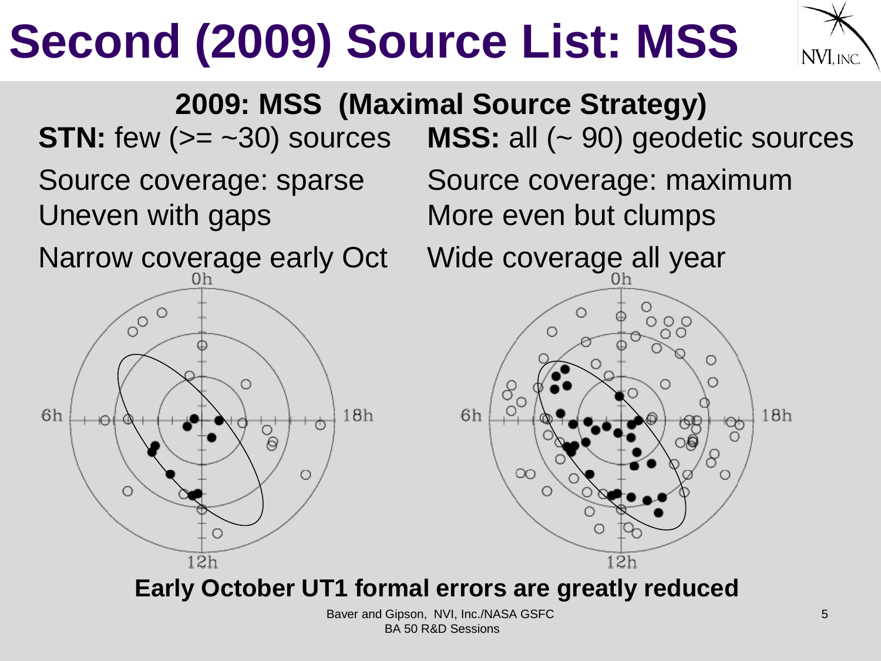# Second (2009) Source List: MSS

## 2009: MSS (Maximal Source Strategy)

**STN:** few (>= ~30) sources

Source coverage: sparse
Uneven with gaps

Narrow coverage early Oct

**MSS:** all (~ 90) geodetic sources

Source coverage: maximum
More even but clumps

Wide coverage all year

**Early October UT1 formal errors are greatly reduced**

Baver and Gipson, NVI, Inc./NASA GSFC
BA 50 R&D Sessions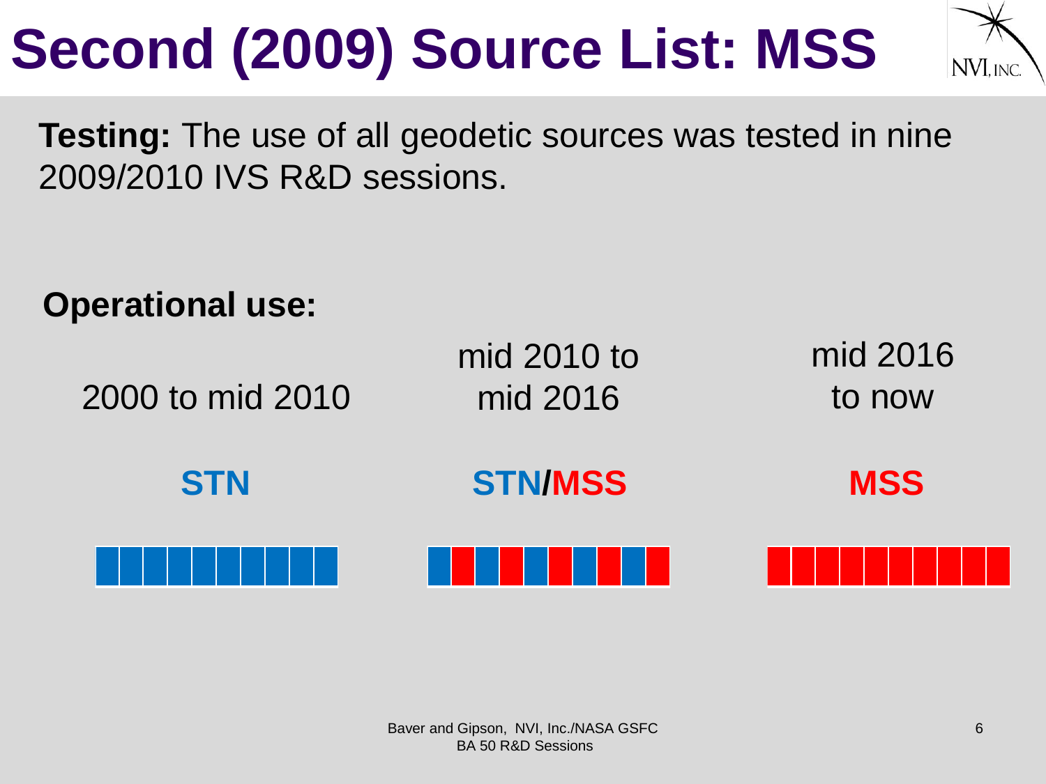# Second (2009) Source List: MSS

**Testing:** The use of all geodetic sources was tested in nine 2009/2010 IVS R&D sessions.

**Operational use:**

| 2000 to mid 2010 | mid 2010 to mid 2016 | mid 2016 to now |
|---|---|---|
| **STN** | **STN/MSS** | **MSS** |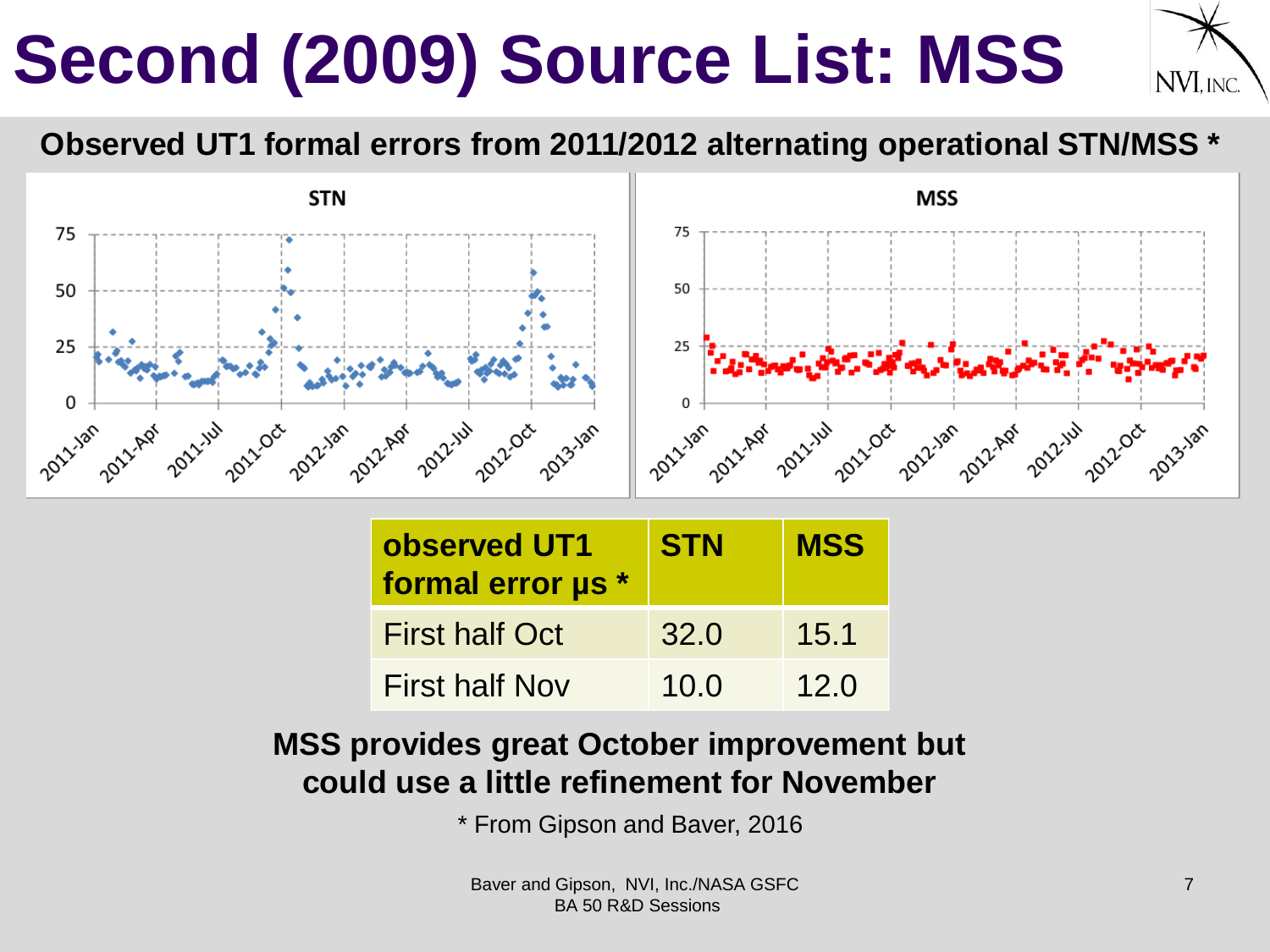# Second (2009) Source List: MSS

**Observed UT1 formal errors from 2011/2012 alternating operational STN/MSS ***

| observed UT1 formal error μs * | STN | MSS |
|---|---|---|
| First half Oct | 32.0 | 15.1 |
| First half Nov | 10.0 | 12.0 |

**MSS provides great October improvement but could use a little refinement for November**

* From Gipson and Baver, 2016

Baver and Gipson, NVI, Inc./NASA GSFC
BA 50 R&D Sessions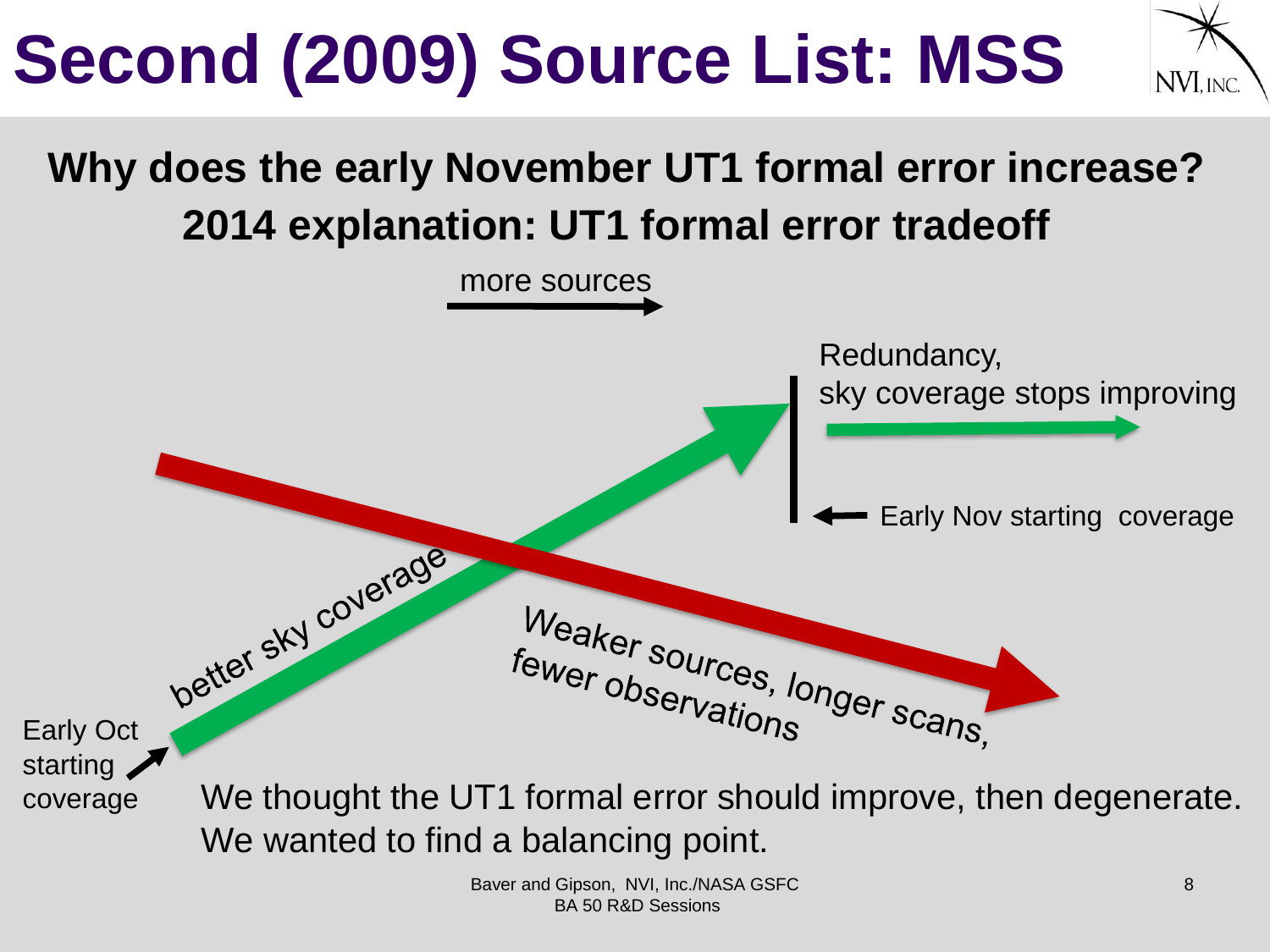# Second (2009) Source List: MSS

**Why does the early November UT1 formal error increase?**
**2014 explanation: UT1 formal error tradeoff**

more sources

Redundancy,
sky coverage stops improving

Early Nov starting coverage

better sky coverage

Weaker sources, longer scans, fewer observations

Early Oct starting coverage

We thought the UT1 formal error should improve, then degenerate. We wanted to find a balancing point.

Baver and Gipson, NVI, Inc./NASA GSFC
BA 50 R&D Sessions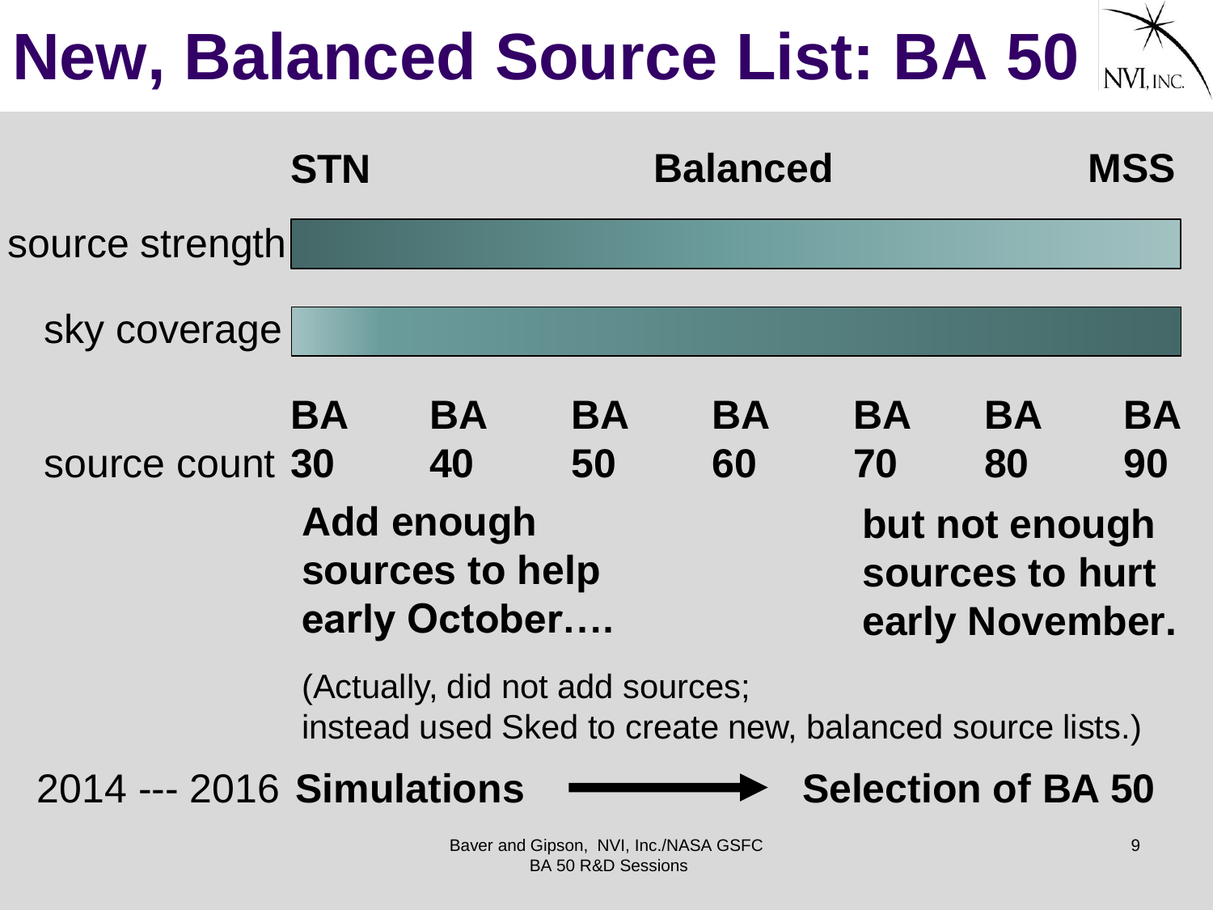# New, Balanced Source List: BA 50

| | STN | | | Balanced | | | MSS |
|---|---|---|---|---|---|---|---|
| source strength | | | | | | | |
| sky coverage | | | | | | | |
| source count | BA 30 | BA 40 | BA 50 | BA 60 | BA 70 | BA 80 | BA 90 |

**Add enough sources to help early October….** **but not enough sources to hurt early November.**

(Actually, did not add sources;
instead used Sked to create new, balanced source lists.)

2014 --- 2016 **Simulations** → **Selection of BA 50**

Baver and Gipson, NVI, Inc./NASA GSFC
BA 50 R&D Sessions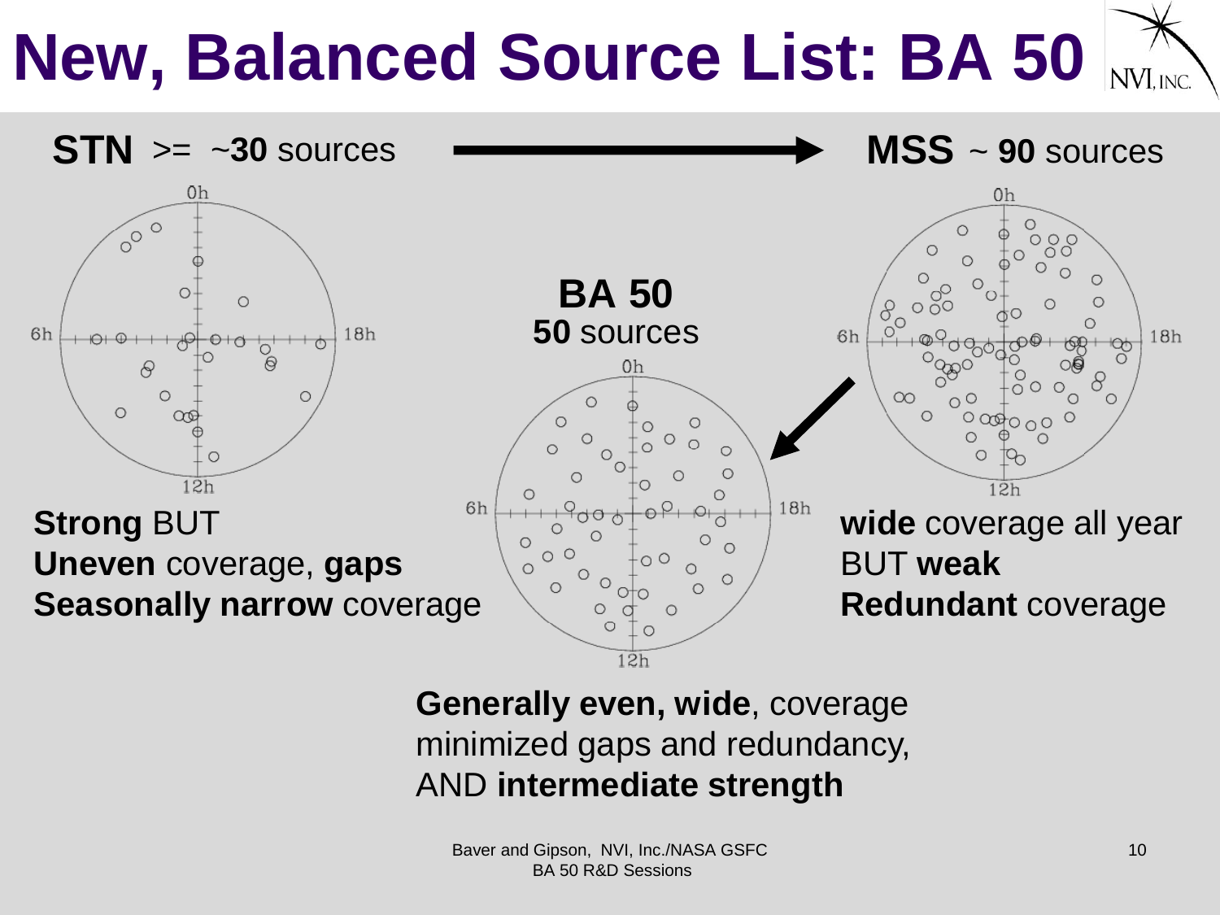# New, Balanced Source List: BA 50

**STN** >= ~**30** sources → **MSS** ~ **90** sources

**Strong** BUT
**Uneven** coverage, **gaps**
**Seasonally narrow** coverage

**BA 50**
**50** sources

**wide** coverage all year
BUT **weak**
**Redundant** coverage

**Generally even, wide**, coverage
minimized gaps and redundancy,
AND **intermediate strength**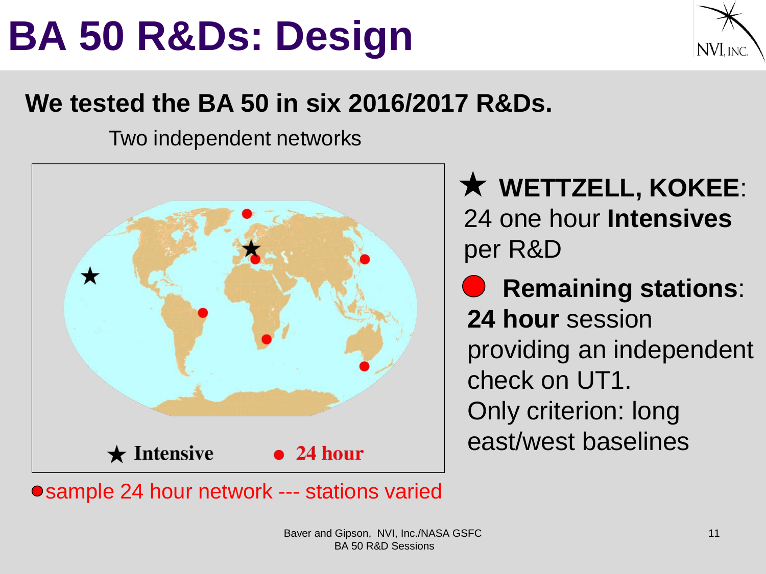# BA 50 R&Ds: Design

**We tested the BA 50 in six 2016/2017 R&Ds.**

Two independent networks

★ Intensive ● 24 hour

● sample 24 hour network --- stations varied

★ **WETTZELL, KOKEE**: 24 one hour **Intensives** per R&D

● **Remaining stations**: **24 hour** session providing an independent check on UT1. Only criterion: long east/west baselines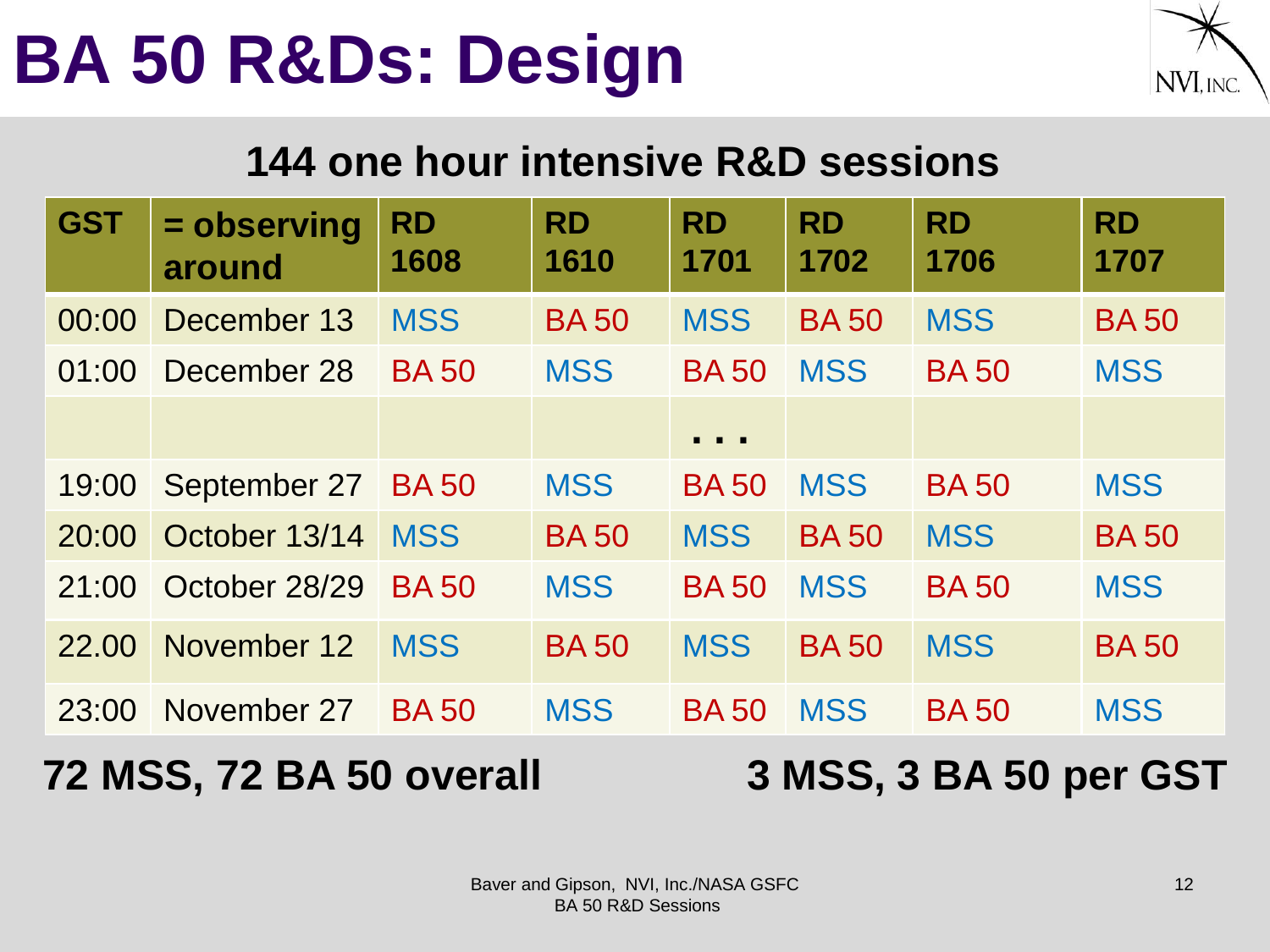# BA 50 R&Ds: Design

## 144 one hour intensive R&D sessions

| GST | = observing around | RD 1608 | RD 1610 | RD 1701 | RD 1702 | RD 1706 | RD 1707 |
|---|---|---|---|---|---|---|---|
| 00:00 | December 13 | MSS | BA 50 | MSS | BA 50 | MSS | BA 50 |
| 01:00 | December 28 | BA 50 | MSS | BA 50 | MSS | BA 50 | MSS |
| | | | | . . . | | | |
| 19:00 | September 27 | BA 50 | MSS | BA 50 | MSS | BA 50 | MSS |
| 20:00 | October 13/14 | MSS | BA 50 | MSS | BA 50 | MSS | BA 50 |
| 21:00 | October 28/29 | BA 50 | MSS | BA 50 | MSS | BA 50 | MSS |
| 22.00 | November 12 | MSS | BA 50 | MSS | BA 50 | MSS | BA 50 |
| 23:00 | November 27 | BA 50 | MSS | BA 50 | MSS | BA 50 | MSS |

**72 MSS, 72 BA 50 overall**

**3 MSS, 3 BA 50 per GST**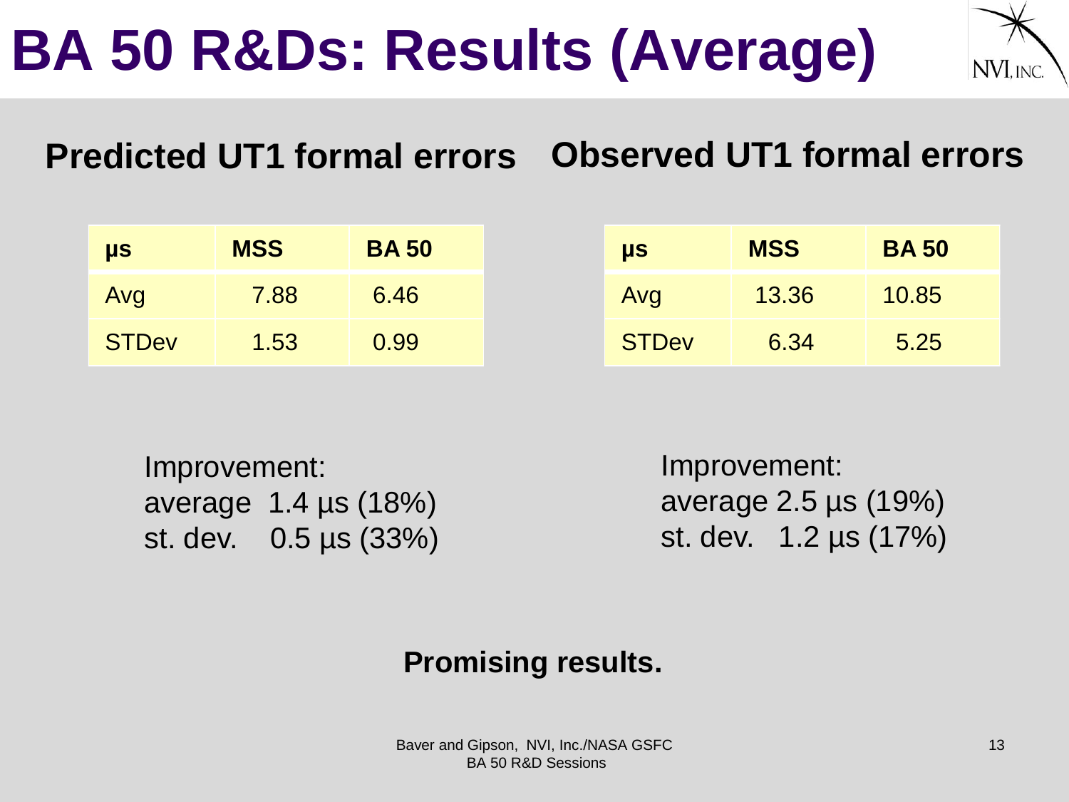# BA 50 R&Ds: Results (Average)

## Predicted UT1 formal errors

| µs | MSS | BA 50 |
|---|---|---|
| Avg | 7.88 | 6.46 |
| STDev | 1.53 | 0.99 |

Improvement:
average 1.4 µs (18%)
st. dev. 0.5 µs (33%)

## Observed UT1 formal errors

| µs | MSS | BA 50 |
|---|---|---|
| Avg | 13.36 | 10.85 |
| STDev | 6.34 | 5.25 |

Improvement:
average 2.5 µs (19%)
st. dev. 1.2 µs (17%)

**Promising results.**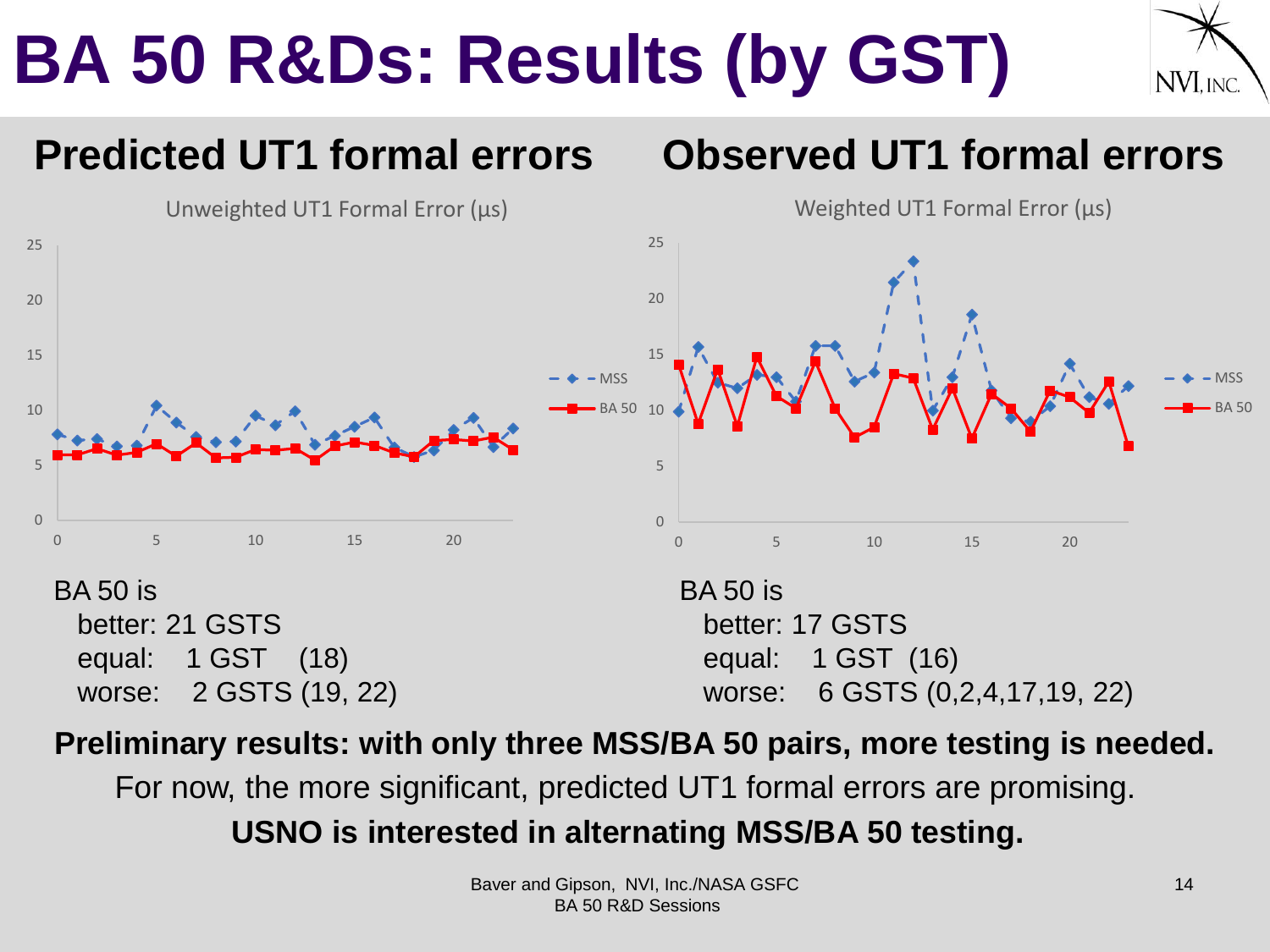# BA 50 R&Ds: Results (by GST)

## Predicted UT1 formal errors

Unweighted UT1 Formal Error (μs)

BA 50 is
- better: 21 GSTS
- equal: 1 GST (18)
- worse: 2 GSTS (19, 22)

## Observed UT1 formal errors

Weighted UT1 Formal Error (μs)

BA 50 is
- better: 17 GSTS
- equal: 1 GST (16)
- worse: 6 GSTS (0,2,4,17,19, 22)

**Preliminary results: with only three MSS/BA 50 pairs, more testing is needed.**

For now, the more significant, predicted UT1 formal errors are promising.

**USNO is interested in alternating MSS/BA 50 testing.**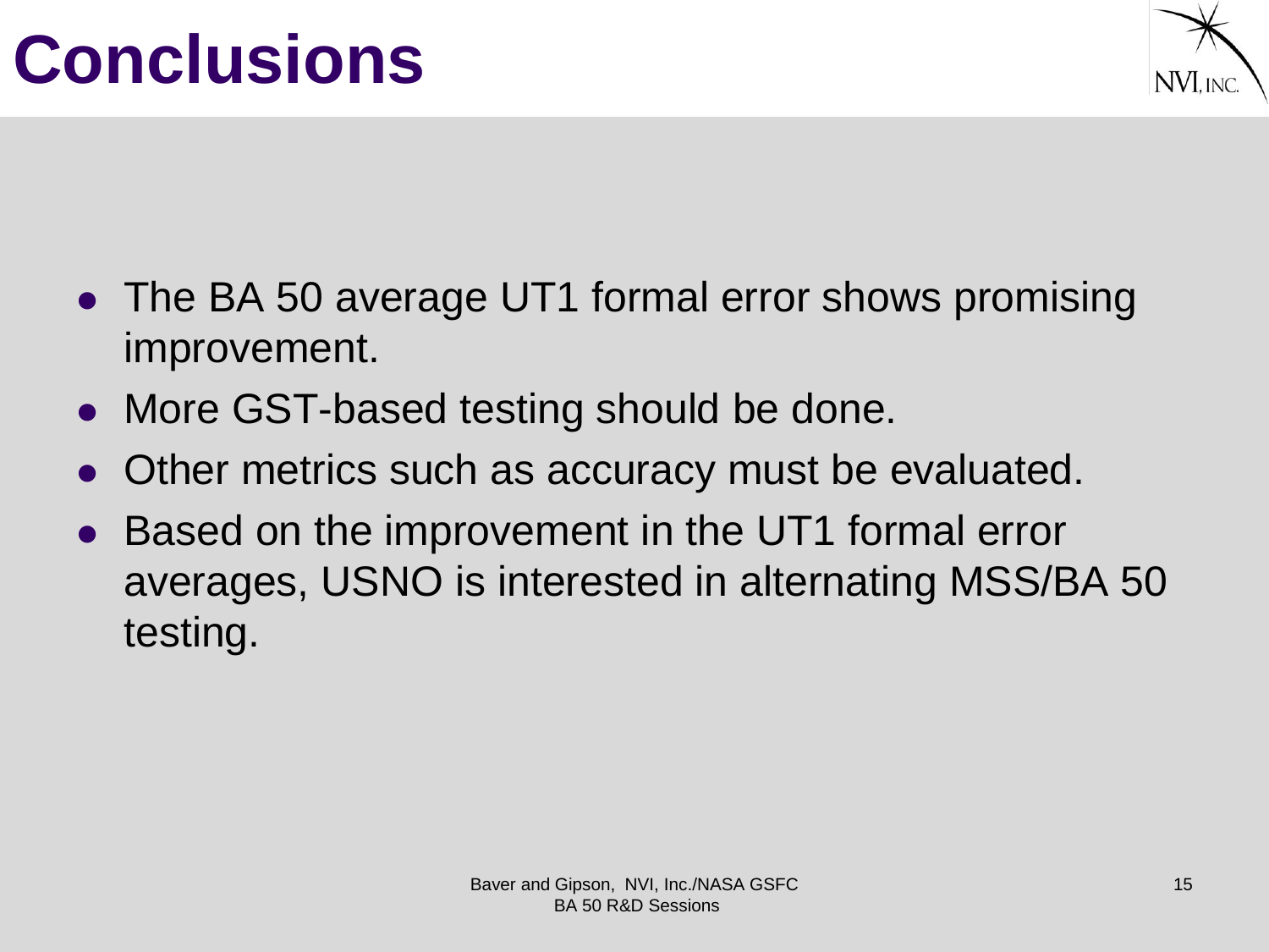# Conclusions

- The BA 50 average UT1 formal error shows promising improvement.
- More GST-based testing should be done.
- Other metrics such as accuracy must be evaluated.
- Based on the improvement in the UT1 formal error averages, USNO is interested in alternating MSS/BA 50 testing.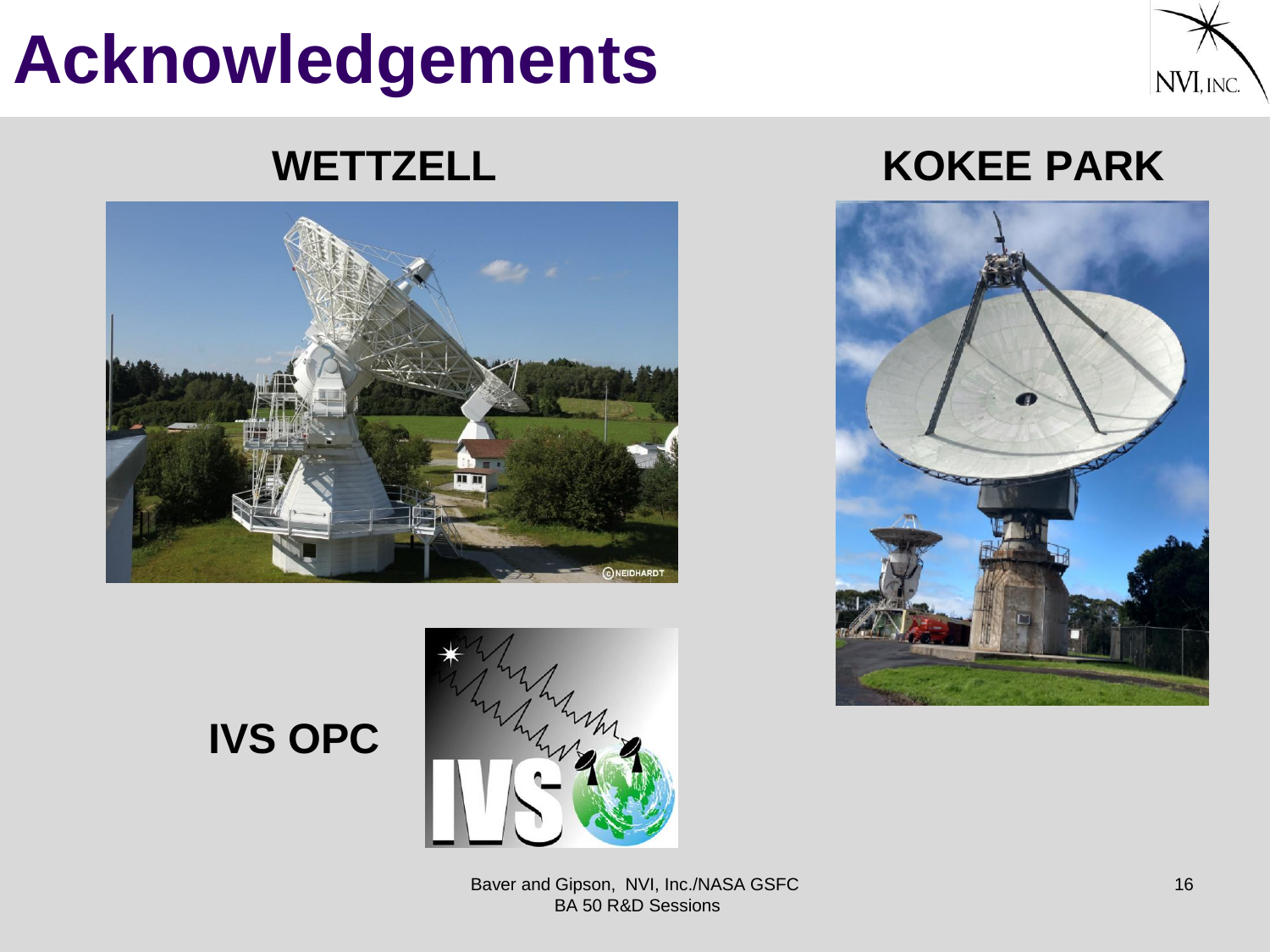# Acknowledgements

**WETTZELL**

**KOKEE PARK**

**IVS OPC**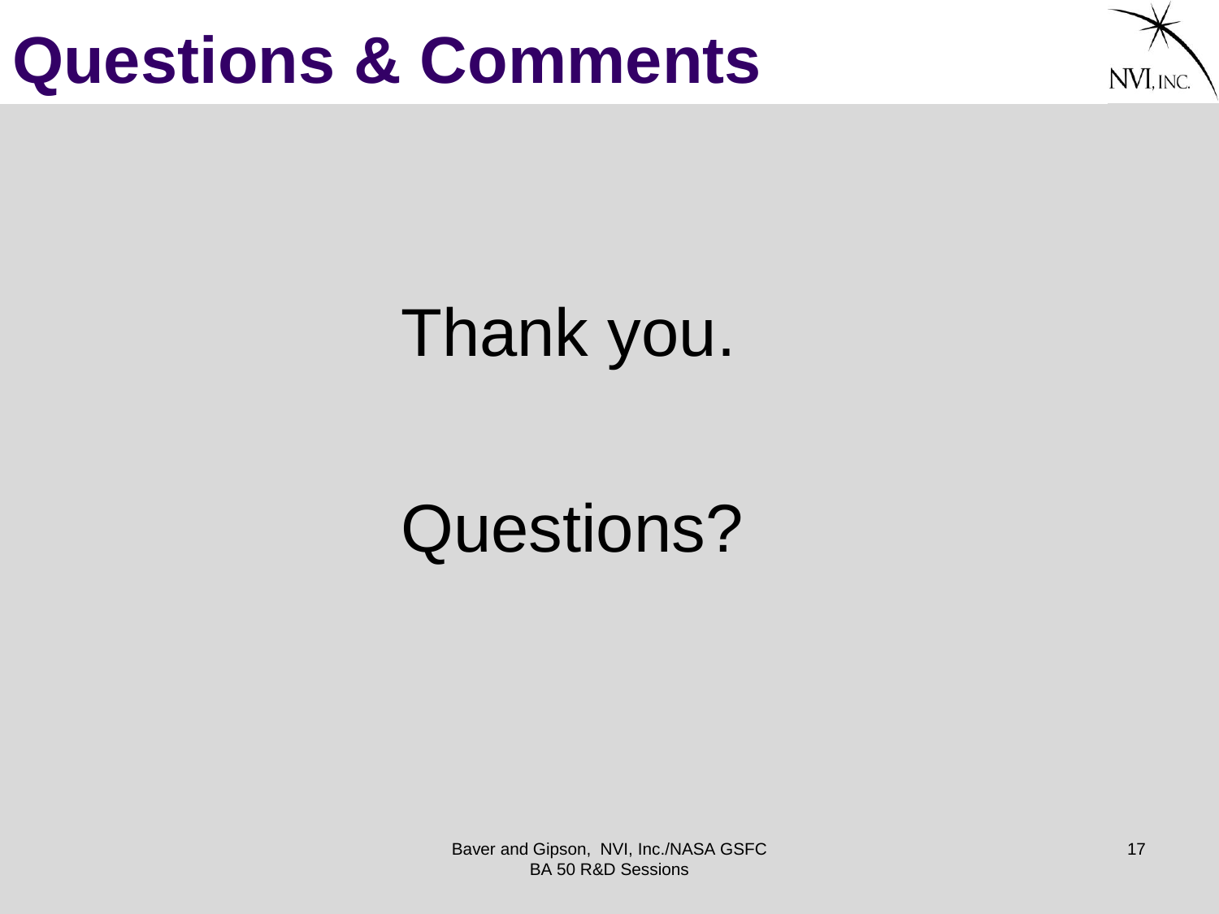# Questions & Comments

Thank you.

Questions?